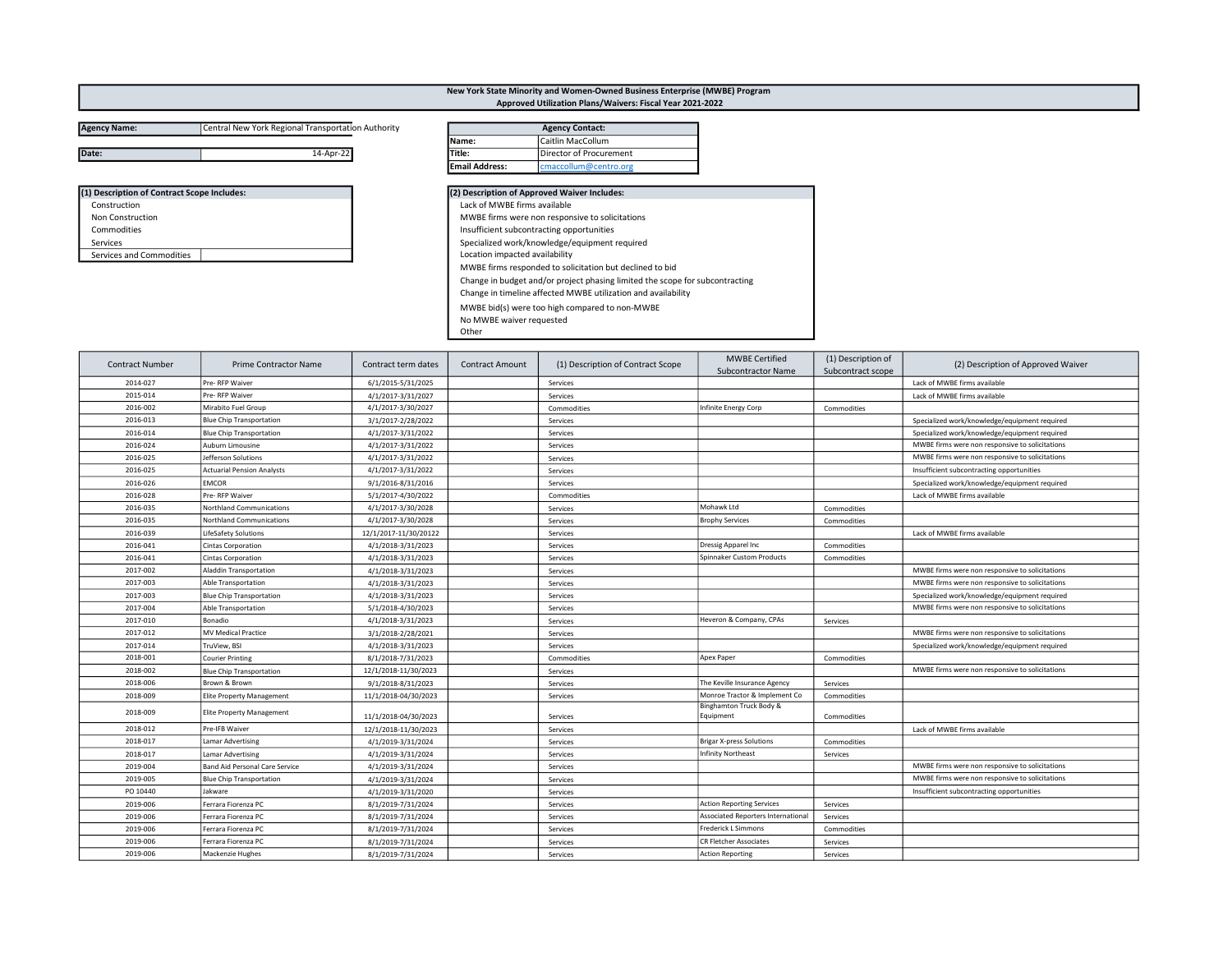# New York State Minority and Women-Owned Business Enterprise (MWBE) Program
## Approved Utilization Plans/Waivers: Fiscal Year 2021-2022

| | |
|---|---|
| **Agency Name:** | Central New York Regional Transportation Authority |
| **Date:** | 14-Apr-22 |

| **Agency Contact:** | |
|---|---|
| **Name:** | Caitlin MacCollum |
| **Title:** | Director of Procurement |
| **Email Address:** | cmaccollum@centro.org |

**(1) Description of Contract Scope Includes:**
- Construction
- Non Construction
- Commodities
- Services
- Services and Commodities

**(2) Description of Approved Waiver Includes:**
- Lack of MWBE firms available
- MWBE firms were non responsive to solicitations
- Insufficient subcontracting opportunities
- Specialized work/knowledge/equipment required
- Location impacted availability
- MWBE firms responded to solicitation but declined to bid
- Change in budget and/or project phasing limited the scope for subcontracting
- Change in timeline affected MWBE utilization and availability
- MWBE bid(s) were too high compared to non-MWBE
- No MWBE waiver requested
- Other

| Contract Number | Prime Contractor Name | Contract term dates | Contract Amount | (1) Description of Contract Scope | MWBE Certified Subcontractor Name | (1) Description of Subcontract scope | (2) Description of Approved Waiver |
|---|---|---|---|---|---|---|---|
| 2014-027 | Pre- RFP Waiver | 6/1/2015-5/31/2025 | | Services | | | Lack of MWBE firms available |
| 2015-014 | Pre- RFP Waiver | 4/1/2017-3/31/2027 | | Services | | | Lack of MWBE firms available |
| 2016-002 | Mirabito Fuel Group | 4/1/2017-3/30/2027 | | Commodities | Infinite Energy Corp | Commodities | |
| 2016-013 | Blue Chip Transportation | 3/1/2017-2/28/2022 | | Services | | | Specialized work/knowledge/equipment required |
| 2016-014 | Blue Chip Transportation | 4/1/2017-3/31/2022 | | Services | | | Specialized work/knowledge/equipment required |
| 2016-024 | Auburn Limousine | 4/1/2017-3/31/2022 | | Services | | | MWBE firms were non responsive to solicitations |
| 2016-025 | Jefferson Solutions | 4/1/2017-3/31/2022 | | Services | | | MWBE firms were non responsive to solicitations |
| 2016-025 | Actuarial Pension Analysts | 4/1/2017-3/31/2022 | | Services | | | Insufficient subcontracting opportunities |
| 2016-026 | EMCOR | 9/1/2016-8/31/2016 | | Services | | | Specialized work/knowledge/equipment required |
| 2016-028 | Pre- RFP Waiver | 5/1/2017-4/30/2022 | | Commodities | | | Lack of MWBE firms available |
| 2016-035 | Northland Communications | 4/1/2017-3/30/2028 | | Services | Mohawk Ltd | Commodities | |
| 2016-035 | Northland Communications | 4/1/2017-3/30/2028 | | Services | Brophy Services | Commodities | |
| 2016-039 | LifeSafety Solutions | 12/1/2017-11/30/20122 | | Services | | | Lack of MWBE firms available |
| 2016-041 | Cintas Corporation | 4/1/2018-3/31/2023 | | Services | Dressig Apparel Inc | Commodities | |
| 2016-041 | Cintas Corporation | 4/1/2018-3/31/2023 | | Services | Spinnaker Custom Products | Commodities | |
| 2017-002 | Aladdin Transportation | 4/1/2018-3/31/2023 | | Services | | | MWBE firms were non responsive to solicitations |
| 2017-003 | Able Transportation | 4/1/2018-3/31/2023 | | Services | | | MWBE firms were non responsive to solicitations |
| 2017-003 | Blue Chip Transportation | 4/1/2018-3/31/2023 | | Services | | | Specialized work/knowledge/equipment required |
| 2017-004 | Able Transportation | 5/1/2018-4/30/2023 | | Services | | | MWBE firms were non responsive to solicitations |
| 2017-010 | Bonadio | 4/1/2018-3/31/2023 | | Services | Heveron & Company, CPAs | Services | |
| 2017-012 | MV Medical Practice | 3/1/2018-2/28/2021 | | Services | | | MWBE firms were non responsive to solicitations |
| 2017-014 | TruView, BSI | 4/1/2018-3/31/2023 | | Services | | | Specialized work/knowledge/equipment required |
| 2018-001 | Courier Printing | 8/1/2018-7/31/2023 | | Commodities | Apex Paper | Commodities | |
| 2018-002 | Blue Chip Transportation | 12/1/2018-11/30/2023 | | Services | | | MWBE firms were non responsive to solicitations |
| 2018-006 | Brown & Brown | 9/1/2018-8/31/2023 | | Services | The Keville Insurance Agency | Services | |
| 2018-009 | Elite Property Management | 11/1/2018-04/30/2023 | | Services | Monroe Tractor & Implement Co | Commodities | |
| 2018-009 | Elite Property Management | 11/1/2018-04/30/2023 | | Services | Binghamton Truck Body & Equipment | Commodities | |
| 2018-012 | Pre-IFB Waiver | 12/1/2018-11/30/2023 | | Services | | | Lack of MWBE firms available |
| 2018-017 | Lamar Advertising | 4/1/2019-3/31/2024 | | Services | Brigar X-press Solutions | Commodities | |
| 2018-017 | Lamar Advertising | 4/1/2019-3/31/2024 | | Services | Infinity Northeast | Services | |
| 2019-004 | Band Aid Personal Care Service | 4/1/2019-3/31/2024 | | Services | | | MWBE firms were non responsive to solicitations |
| 2019-005 | Blue Chip Transportation | 4/1/2019-3/31/2024 | | Services | | | MWBE firms were non responsive to solicitations |
| PO 10440 | Jakware | 4/1/2019-3/31/2020 | | Services | | | Insufficient subcontracting opportunities |
| 2019-006 | Ferrara Fiorenza PC | 8/1/2019-7/31/2024 | | Services | Action Reporting Services | Services | |
| 2019-006 | Ferrara Fiorenza PC | 8/1/2019-7/31/2024 | | Services | Associated Reporters International | Services | |
| 2019-006 | Ferrara Fiorenza PC | 8/1/2019-7/31/2024 | | Services | Frederick L Simmons | Commodities | |
| 2019-006 | Ferrara Fiorenza PC | 8/1/2019-7/31/2024 | | Services | CR Fletcher Associates | Services | |
| 2019-006 | Mackenzie Hughes | 8/1/2019-7/31/2024 | | Services | Action Reporting | Services | |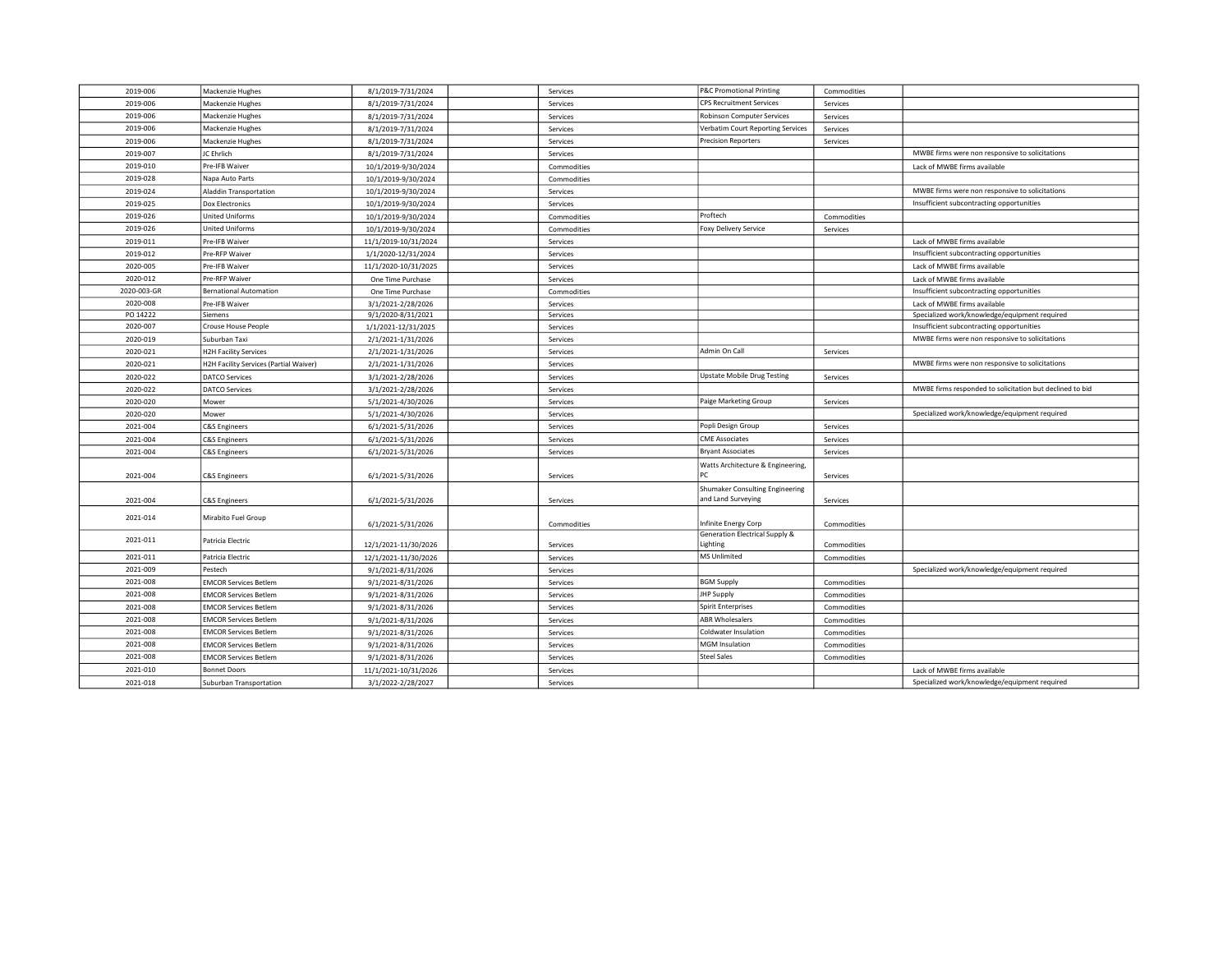| | | | | | | | |
|---|---|---|---|---|---|---|---|
| 2019-006 | Mackenzie Hughes | 8/1/2019-7/31/2024 | | Services | P&C Promotional Printing | Commodities | |
| 2019-006 | Mackenzie Hughes | 8/1/2019-7/31/2024 | | Services | CPS Recruitment Services | Services | |
| 2019-006 | Mackenzie Hughes | 8/1/2019-7/31/2024 | | Services | Robinson Computer Services | Services | |
| 2019-006 | Mackenzie Hughes | 8/1/2019-7/31/2024 | | Services | Verbatim Court Reporting Services | Services | |
| 2019-006 | Mackenzie Hughes | 8/1/2019-7/31/2024 | | Services | Precision Reporters | Services | |
| 2019-007 | JC Ehrlich | 8/1/2019-7/31/2024 | | Services | | | MWBE firms were non responsive to solicitations |
| 2019-010 | Pre-IFB Waiver | 10/1/2019-9/30/2024 | | Commodities | | | Lack of MWBE firms available |
| 2019-028 | Napa Auto Parts | 10/1/2019-9/30/2024 | | Commodities | | | |
| 2019-024 | Aladdin Transportation | 10/1/2019-9/30/2024 | | Services | | | MWBE firms were non responsive to solicitations |
| 2019-025 | Dox Electronics | 10/1/2019-9/30/2024 | | Services | | | Insufficient subcontracting opportunities |
| 2019-026 | United Uniforms | 10/1/2019-9/30/2024 | | Commodities | Proftech | Commodities | |
| 2019-026 | United Uniforms | 10/1/2019-9/30/2024 | | Commodities | Foxy Delivery Service | Services | |
| 2019-011 | Pre-IFB Waiver | 11/1/2019-10/31/2024 | | Services | | | Lack of MWBE firms available |
| 2019-012 | Pre-RFP Waiver | 1/1/2020-12/31/2024 | | Services | | | Insufficient subcontracting opportunities |
| 2020-005 | Pre-IFB Waiver | 11/1/2020-10/31/2025 | | Services | | | Lack of MWBE firms available |
| 2020-012 | Pre-RFP Waiver | One Time Purchase | | Services | | | Lack of MWBE firms available |
| 2020-003-GR | Bernational Automation | One Time Purchase | | Commodities | | | Insufficient subcontracting opportunities |
| 2020-008 | Pre-IFB Waiver | 3/1/2021-2/28/2026 | | Services | | | Lack of MWBE firms available |
| PO 14222 | Siemens | 9/1/2020-8/31/2021 | | Services | | | Specialized work/knowledge/equipment required |
| 2020-007 | Crouse House People | 1/1/2021-12/31/2025 | | Services | | | Insufficient subcontracting opportunities |
| 2020-019 | Suburban Taxi | 2/1/2021-1/31/2026 | | Services | | | MWBE firms were non responsive to solicitations |
| 2020-021 | H2H Facility Services | 2/1/2021-1/31/2026 | | Services | Admin On Call | Services | |
| 2020-021 | H2H Facility Services (Partial Waiver) | 2/1/2021-1/31/2026 | | Services | | | MWBE firms were non responsive to solicitations |
| 2020-022 | DATCO Services | 3/1/2021-2/28/2026 | | Services | Upstate Mobile Drug Testing | Services | |
| 2020-022 | DATCO Services | 3/1/2021-2/28/2026 | | Services | | | MWBE firms responded to solicitation but declined to bid |
| 2020-020 | Mower | 5/1/2021-4/30/2026 | | Services | Paige Marketing Group | Services | |
| 2020-020 | Mower | 5/1/2021-4/30/2026 | | Services | | | Specialized work/knowledge/equipment required |
| 2021-004 | C&S Engineers | 6/1/2021-5/31/2026 | | Services | Popli Design Group | Services | |
| 2021-004 | C&S Engineers | 6/1/2021-5/31/2026 | | Services | CME Associates | Services | |
| 2021-004 | C&S Engineers | 6/1/2021-5/31/2026 | | Services | Bryant Associates | Services | |
| 2021-004 | C&S Engineers | 6/1/2021-5/31/2026 | | Services | Watts Architecture & Engineering, PC | Services | |
| 2021-004 | C&S Engineers | 6/1/2021-5/31/2026 | | Services | Shumaker Consulting Engineering and Land Surveying | Services | |
| 2021-014 | Mirabito Fuel Group | 6/1/2021-5/31/2026 | | Commodities | Infinite Energy Corp | Commodities | |
| 2021-011 | Patricia Electric | 12/1/2021-11/30/2026 | | Services | Generation Electrical Supply & Lighting | Commodities | |
| 2021-011 | Patricia Electric | 12/1/2021-11/30/2026 | | Services | MS Unlimited | Commodities | |
| 2021-009 | Pestech | 9/1/2021-8/31/2026 | | Services | | | Specialized work/knowledge/equipment required |
| 2021-008 | EMCOR Services Betlem | 9/1/2021-8/31/2026 | | Services | BGM Supply | Commodities | |
| 2021-008 | EMCOR Services Betlem | 9/1/2021-8/31/2026 | | Services | JHP Supply | Commodities | |
| 2021-008 | EMCOR Services Betlem | 9/1/2021-8/31/2026 | | Services | Spirit Enterprises | Commodities | |
| 2021-008 | EMCOR Services Betlem | 9/1/2021-8/31/2026 | | Services | ABR Wholesalers | Commodities | |
| 2021-008 | EMCOR Services Betlem | 9/1/2021-8/31/2026 | | Services | Coldwater Insulation | Commodities | |
| 2021-008 | EMCOR Services Betlem | 9/1/2021-8/31/2026 | | Services | MGM Insulation | Commodities | |
| 2021-008 | EMCOR Services Betlem | 9/1/2021-8/31/2026 | | Services | Steel Sales | Commodities | |
| 2021-010 | Bonnet Doors | 11/1/2021-10/31/2026 | | Services | | | Lack of MWBE firms available |
| 2021-018 | Suburban Transportation | 3/1/2022-2/28/2027 | | Services | | | Specialized work/knowledge/equipment required |